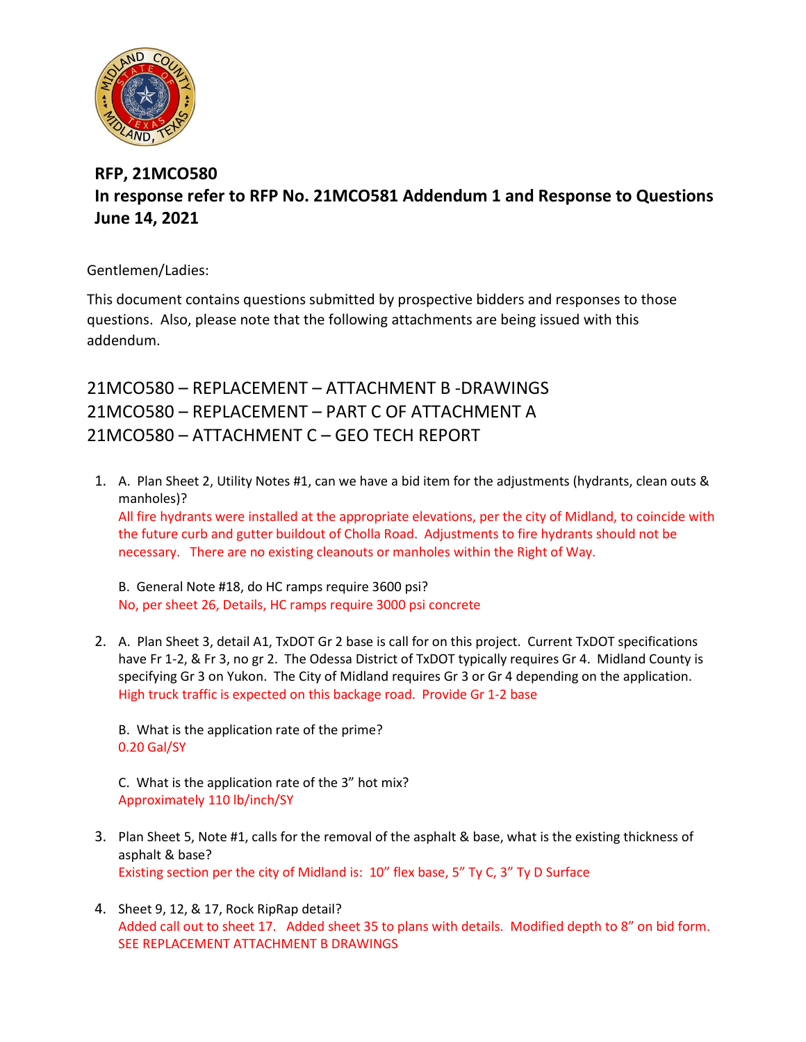**RFP, 21MCO580**
**In response refer to RFP No. 21MCO581 Addendum 1 and Response to Questions**
**June 14, 2021**

Gentlemen/Ladies:

This document contains questions submitted by prospective bidders and responses to those questions. Also, please note that the following attachments are being issued with this addendum.

21MCO580 – REPLACEMENT – ATTACHMENT B -DRAWINGS
21MCO580 – REPLACEMENT – PART C OF ATTACHMENT A
21MCO580 – ATTACHMENT C – GEO TECH REPORT

1. A. Plan Sheet 2, Utility Notes #1, can we have a bid item for the adjustments (hydrants, clean outs & manholes)?
   All fire hydrants were installed at the appropriate elevations, per the city of Midland, to coincide with the future curb and gutter buildout of Cholla Road. Adjustments to fire hydrants should not be necessary. There are no existing cleanouts or manholes within the Right of Way.

   B. General Note #18, do HC ramps require 3600 psi?
   No, per sheet 26, Details, HC ramps require 3000 psi concrete

2. A. Plan Sheet 3, detail A1, TxDOT Gr 2 base is call for on this project. Current TxDOT specifications have Fr 1-2, & Fr 3, no gr 2. The Odessa District of TxDOT typically requires Gr 4. Midland County is specifying Gr 3 on Yukon. The City of Midland requires Gr 3 or Gr 4 depending on the application.
   High truck traffic is expected on this backage road. Provide Gr 1-2 base

   B. What is the application rate of the prime?
   0.20 Gal/SY

   C. What is the application rate of the 3" hot mix?
   Approximately 110 lb/inch/SY

3. Plan Sheet 5, Note #1, calls for the removal of the asphalt & base, what is the existing thickness of asphalt & base?
   Existing section per the city of Midland is: 10" flex base, 5" Ty C, 3" Ty D Surface

4. Sheet 9, 12, & 17, Rock RipRap detail?
   Added call out to sheet 17. Added sheet 35 to plans with details. Modified depth to 8" on bid form. SEE REPLACEMENT ATTACHMENT B DRAWINGS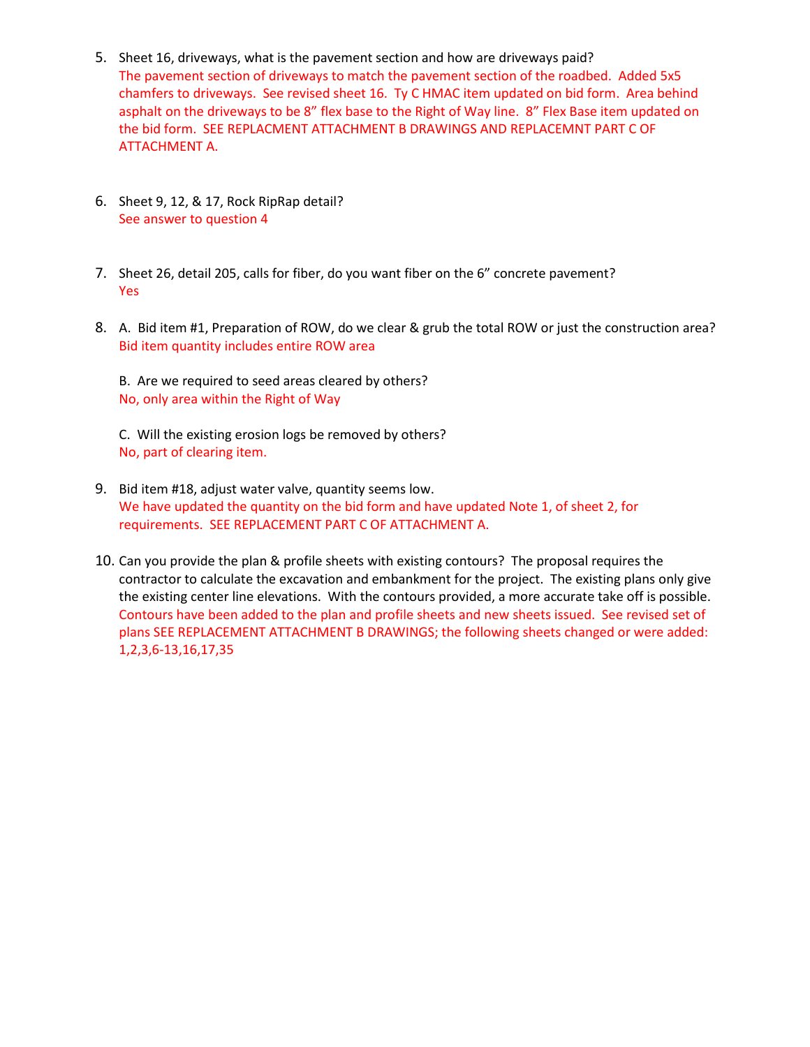5. Sheet 16, driveways, what is the pavement section and how are driveways paid?
   The pavement section of driveways to match the pavement section of the roadbed. Added 5x5 chamfers to driveways. See revised sheet 16. Ty C HMAC item updated on bid form. Area behind asphalt on the driveways to be 8" flex base to the Right of Way line. 8" Flex Base item updated on the bid form. SEE REPLACMENT ATTACHMENT B DRAWINGS AND REPLACEMNT PART C OF ATTACHMENT A.

6. Sheet 9, 12, & 17, Rock RipRap detail?
   See answer to question 4

7. Sheet 26, detail 205, calls for fiber, do you want fiber on the 6" concrete pavement?
   Yes

8. A. Bid item #1, Preparation of ROW, do we clear & grub the total ROW or just the construction area?
   Bid item quantity includes entire ROW area

   B. Are we required to seed areas cleared by others?
   No, only area within the Right of Way

   C. Will the existing erosion logs be removed by others?
   No, part of clearing item.

9. Bid item #18, adjust water valve, quantity seems low.
   We have updated the quantity on the bid form and have updated Note 1, of sheet 2, for requirements. SEE REPLACEMENT PART C OF ATTACHMENT A.

10. Can you provide the plan & profile sheets with existing contours? The proposal requires the contractor to calculate the excavation and embankment for the project. The existing plans only give the existing center line elevations. With the contours provided, a more accurate take off is possible.
    Contours have been added to the plan and profile sheets and new sheets issued. See revised set of plans SEE REPLACEMENT ATTACHMENT B DRAWINGS; the following sheets changed or were added: 1,2,3,6-13,16,17,35